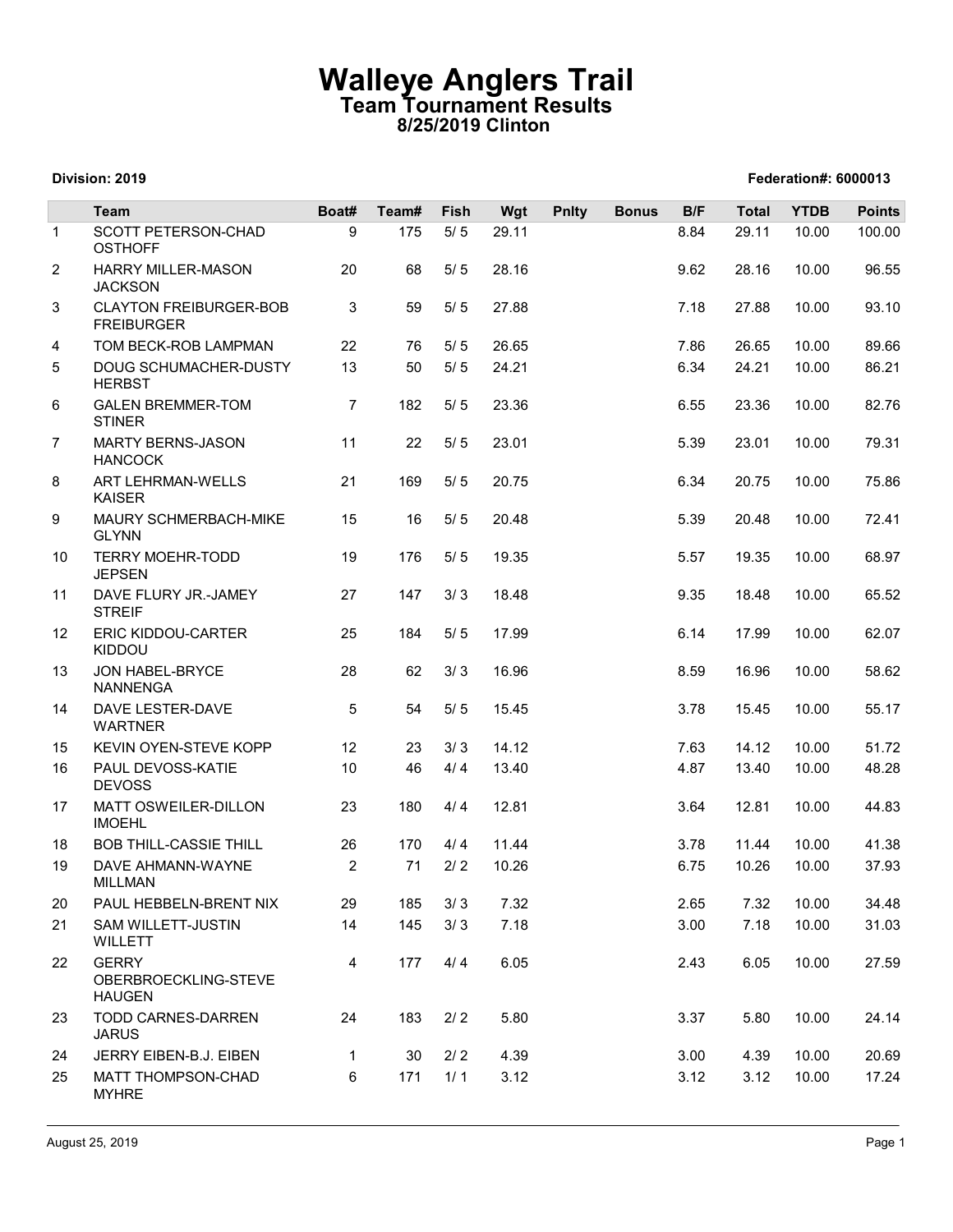# Walleye Anglers Trail

## Team Tournament Results

### 8/25/2019 Clinton

**Division: 2019** **Federation#: 6000013**

| | Team | Boat# | Team# | Fish | Wgt | Pnlty | Bonus | B/F | Total | YTDB | Points |
|---|---|---|---|---|---|---|---|---|---|---|---|
| 1 | SCOTT PETERSON-CHAD OSTHOFF | 9 | 175 | 5/ 5 | 29.11 | | | 8.84 | 29.11 | 10.00 | 100.00 |
| 2 | HARRY MILLER-MASON JACKSON | 20 | 68 | 5/ 5 | 28.16 | | | 9.62 | 28.16 | 10.00 | 96.55 |
| 3 | CLAYTON FREIBURGER-BOB FREIBURGER | 3 | 59 | 5/ 5 | 27.88 | | | 7.18 | 27.88 | 10.00 | 93.10 |
| 4 | TOM BECK-ROB LAMPMAN | 22 | 76 | 5/ 5 | 26.65 | | | 7.86 | 26.65 | 10.00 | 89.66 |
| 5 | DOUG SCHUMACHER-DUSTY HERBST | 13 | 50 | 5/ 5 | 24.21 | | | 6.34 | 24.21 | 10.00 | 86.21 |
| 6 | GALEN BREMMER-TOM STINER | 7 | 182 | 5/ 5 | 23.36 | | | 6.55 | 23.36 | 10.00 | 82.76 |
| 7 | MARTY BERNS-JASON HANCOCK | 11 | 22 | 5/ 5 | 23.01 | | | 5.39 | 23.01 | 10.00 | 79.31 |
| 8 | ART LEHRMAN-WELLS KAISER | 21 | 169 | 5/ 5 | 20.75 | | | 6.34 | 20.75 | 10.00 | 75.86 |
| 9 | MAURY SCHMERBACH-MIKE GLYNN | 15 | 16 | 5/ 5 | 20.48 | | | 5.39 | 20.48 | 10.00 | 72.41 |
| 10 | TERRY MOEHR-TODD JEPSEN | 19 | 176 | 5/ 5 | 19.35 | | | 5.57 | 19.35 | 10.00 | 68.97 |
| 11 | DAVE FLURY JR.-JAMEY STREIF | 27 | 147 | 3/ 3 | 18.48 | | | 9.35 | 18.48 | 10.00 | 65.52 |
| 12 | ERIC KIDDOU-CARTER KIDDOU | 25 | 184 | 5/ 5 | 17.99 | | | 6.14 | 17.99 | 10.00 | 62.07 |
| 13 | JON HABEL-BRYCE NANNENGA | 28 | 62 | 3/ 3 | 16.96 | | | 8.59 | 16.96 | 10.00 | 58.62 |
| 14 | DAVE LESTER-DAVE WARTNER | 5 | 54 | 5/ 5 | 15.45 | | | 3.78 | 15.45 | 10.00 | 55.17 |
| 15 | KEVIN OYEN-STEVE KOPP | 12 | 23 | 3/ 3 | 14.12 | | | 7.63 | 14.12 | 10.00 | 51.72 |
| 16 | PAUL DEVOSS-KATIE DEVOSS | 10 | 46 | 4/ 4 | 13.40 | | | 4.87 | 13.40 | 10.00 | 48.28 |
| 17 | MATT OSWEILER-DILLON IMOEHL | 23 | 180 | 4/ 4 | 12.81 | | | 3.64 | 12.81 | 10.00 | 44.83 |
| 18 | BOB THILL-CASSIE THILL | 26 | 170 | 4/ 4 | 11.44 | | | 3.78 | 11.44 | 10.00 | 41.38 |
| 19 | DAVE AHMANN-WAYNE MILLMAN | 2 | 71 | 2/ 2 | 10.26 | | | 6.75 | 10.26 | 10.00 | 37.93 |
| 20 | PAUL HEBBELN-BRENT NIX | 29 | 185 | 3/ 3 | 7.32 | | | 2.65 | 7.32 | 10.00 | 34.48 |
| 21 | SAM WILLETT-JUSTIN WILLETT | 14 | 145 | 3/ 3 | 7.18 | | | 3.00 | 7.18 | 10.00 | 31.03 |
| 22 | GERRY OBERBROECKLING-STEVE HAUGEN | 4 | 177 | 4/ 4 | 6.05 | | | 2.43 | 6.05 | 10.00 | 27.59 |
| 23 | TODD CARNES-DARREN JARUS | 24 | 183 | 2/ 2 | 5.80 | | | 3.37 | 5.80 | 10.00 | 24.14 |
| 24 | JERRY EIBEN-B.J. EIBEN | 1 | 30 | 2/ 2 | 4.39 | | | 3.00 | 4.39 | 10.00 | 20.69 |
| 25 | MATT THOMPSON-CHAD MYHRE | 6 | 171 | 1/ 1 | 3.12 | | | 3.12 | 3.12 | 10.00 | 17.24 |

August 25, 2019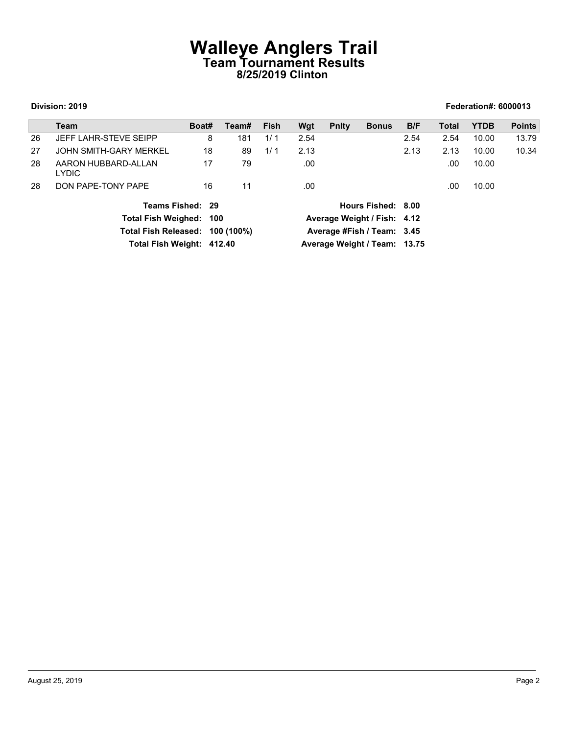# Walleye Anglers Trail

## Team Tournament Results

### 8/25/2019 Clinton

**Division: 2019** **Federation#: 6000013**

| | Team | Boat# | Team# | Fish | Wgt | Pnlty | Bonus | B/F | Total | YTDB | Points |
|---|---|---|---|---|---|---|---|---|---|---|---|
| 26 | JEFF LAHR-STEVE SEIPP | 8 | 181 | 1/ 1 | 2.54 | | | 2.54 | 2.54 | 10.00 | 13.79 |
| 27 | JOHN SMITH-GARY MERKEL | 18 | 89 | 1/ 1 | 2.13 | | | 2.13 | 2.13 | 10.00 | 10.34 |
| 28 | AARON HUBBARD-ALLAN LYDIC | 17 | 79 | | .00 | | | | .00 | 10.00 | |
| 28 | DON PAPE-TONY PAPE | 16 | 11 | | .00 | | | | .00 | 10.00 | |

**Teams Fished:** 29

**Total Fish Weighed:** 100

**Total Fish Released:** 100 (100%)

**Total Fish Weight:** 412.40

**Hours Fished:** 8.00

**Average Weight / Fish:** 4.12

**Average #Fish / Team:** 3.45

**Average Weight / Team:** 13.75